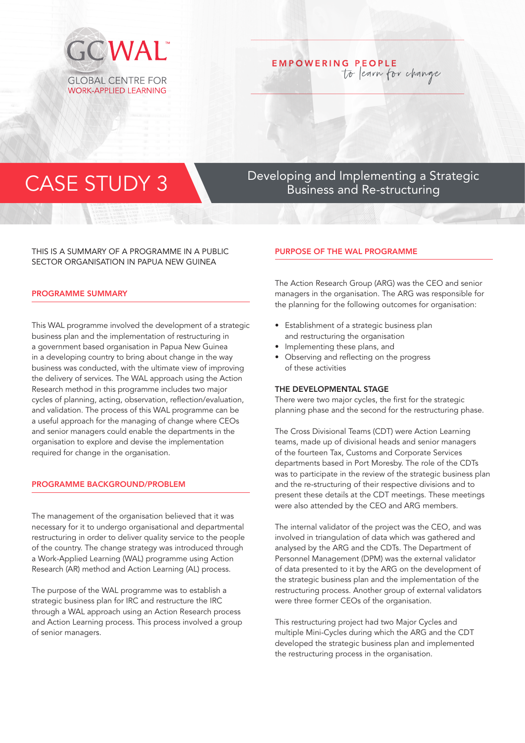GCWAL™

GLOBAL CENTRE FOR WORK-APPLIED LEARNING

EMPOWERING PEOPLE *to learn for change*

# CASE STUDY 3

## Developing and Implementing a Strategic Business and Re-structuring

THIS IS A SUMMARY OF A PROGRAMME IN A PUBLIC SECTOR ORGANISATION IN PAPUA NEW GUINEA

### PROGRAMME SUMMARY

This WAL programme involved the development of a strategic business plan and the implementation of restructuring in a government based organisation in Papua New Guinea in a developing country to bring about change in the way business was conducted, with the ultimate view of improving the delivery of services. The WAL approach using the Action Research method in this programme includes two major cycles of planning, acting, observation, reflection/evaluation, and validation. The process of this WAL programme can be a useful approach for the managing of change where CEOs and senior managers could enable the departments in the organisation to explore and devise the implementation required for change in the organisation.

### PROGRAMME BACKGROUND/PROBLEM

The management of the organisation believed that it was necessary for it to undergo organisational and departmental restructuring in order to deliver quality service to the people of the country. The change strategy was introduced through a Work-Applied Learning (WAL) programme using Action Research (AR) method and Action Learning (AL) process.

The purpose of the WAL programme was to establish a strategic business plan for IRC and restructure the IRC through a WAL approach using an Action Research process and Action Learning process. This process involved a group of senior managers.

### PURPOSE OF THE WAL PROGRAMME

The Action Research Group (ARG) was the CEO and senior managers in the organisation. The ARG was responsible for the planning for the following outcomes for organisation:

- Establishment of a strategic business plan and restructuring the organisation
- Implementing these plans, and
- Observing and reflecting on the progress of these activities

#### THE DEVELOPMENTAL STAGE

There were two major cycles, the first for the strategic planning phase and the second for the restructuring phase.

The Cross Divisional Teams (CDT) were Action Learning teams, made up of divisional heads and senior managers of the fourteen Tax, Customs and Corporate Services departments based in Port Moresby. The role of the CDTs was to participate in the review of the strategic business plan and the re-structuring of their respective divisions and to present these details at the CDT meetings. These meetings were also attended by the CEO and ARG members.

The internal validator of the project was the CEO, and was involved in triangulation of data which was gathered and analysed by the ARG and the CDTs. The Department of Personnel Management (DPM) was the external validator of data presented to it by the ARG on the development of the strategic business plan and the implementation of the restructuring process. Another group of external validators were three former CEOs of the organisation.

This restructuring project had two Major Cycles and multiple Mini-Cycles during which the ARG and the CDT developed the strategic business plan and implemented the restructuring process in the organisation.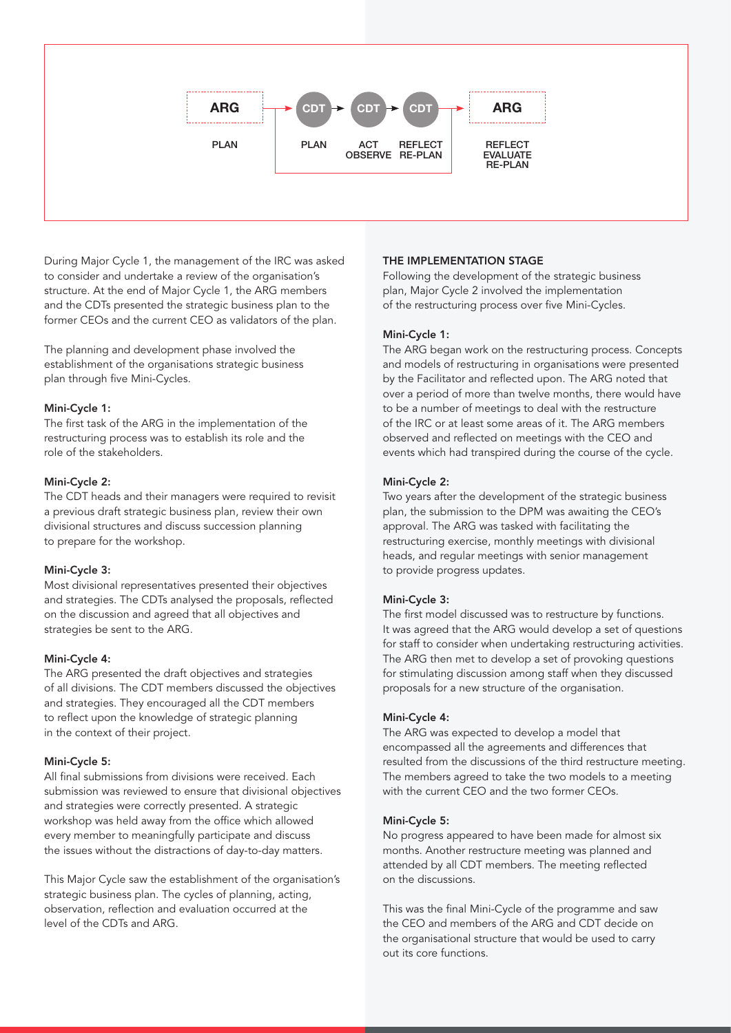ARG → CDT → CDT → CDT → ARG

PLAN | PLAN | ACT OBSERVE | REFLECT RE-PLAN | REFLECT EVALUATE RE-PLAN

During Major Cycle 1, the management of the IRC was asked to consider and undertake a review of the organisation's structure. At the end of Major Cycle 1, the ARG members and the CDTs presented the strategic business plan to the former CEOs and the current CEO as validators of the plan.

The planning and development phase involved the establishment of the organisations strategic business plan through five Mini-Cycles.

**Mini-Cycle 1:**
The first task of the ARG in the implementation of the restructuring process was to establish its role and the role of the stakeholders.

**Mini-Cycle 2:**
The CDT heads and their managers were required to revisit a previous draft strategic business plan, review their own divisional structures and discuss succession planning to prepare for the workshop.

**Mini-Cycle 3:**
Most divisional representatives presented their objectives and strategies. The CDTs analysed the proposals, reflected on the discussion and agreed that all objectives and strategies be sent to the ARG.

**Mini-Cycle 4:**
The ARG presented the draft objectives and strategies of all divisions. The CDT members discussed the objectives and strategies. They encouraged all the CDT members to reflect upon the knowledge of strategic planning in the context of their project.

**Mini-Cycle 5:**
All final submissions from divisions were received. Each submission was reviewed to ensure that divisional objectives and strategies were correctly presented. A strategic workshop was held away from the office which allowed every member to meaningfully participate and discuss the issues without the distractions of day-to-day matters.

This Major Cycle saw the establishment of the organisation's strategic business plan. The cycles of planning, acting, observation, reflection and evaluation occurred at the level of the CDTs and ARG.

## THE IMPLEMENTATION STAGE

Following the development of the strategic business plan, Major Cycle 2 involved the implementation of the restructuring process over five Mini-Cycles.

**Mini-Cycle 1:**
The ARG began work on the restructuring process. Concepts and models of restructuring in organisations were presented by the Facilitator and reflected upon. The ARG noted that over a period of more than twelve months, there would have to be a number of meetings to deal with the restructure of the IRC or at least some areas of it. The ARG members observed and reflected on meetings with the CEO and events which had transpired during the course of the cycle.

**Mini-Cycle 2:**
Two years after the development of the strategic business plan, the submission to the DPM was awaiting the CEO's approval. The ARG was tasked with facilitating the restructuring exercise, monthly meetings with divisional heads, and regular meetings with senior management to provide progress updates.

**Mini-Cycle 3:**
The first model discussed was to restructure by functions. It was agreed that the ARG would develop a set of questions for staff to consider when undertaking restructuring activities. The ARG then met to develop a set of provoking questions for stimulating discussion among staff when they discussed proposals for a new structure of the organisation.

**Mini-Cycle 4:**
The ARG was expected to develop a model that encompassed all the agreements and differences that resulted from the discussions of the third restructure meeting. The members agreed to take the two models to a meeting with the current CEO and the two former CEOs.

**Mini-Cycle 5:**
No progress appeared to have been made for almost six months. Another restructure meeting was planned and attended by all CDT members. The meeting reflected on the discussions.

This was the final Mini-Cycle of the programme and saw the CEO and members of the ARG and CDT decide on the organisational structure that would be used to carry out its core functions.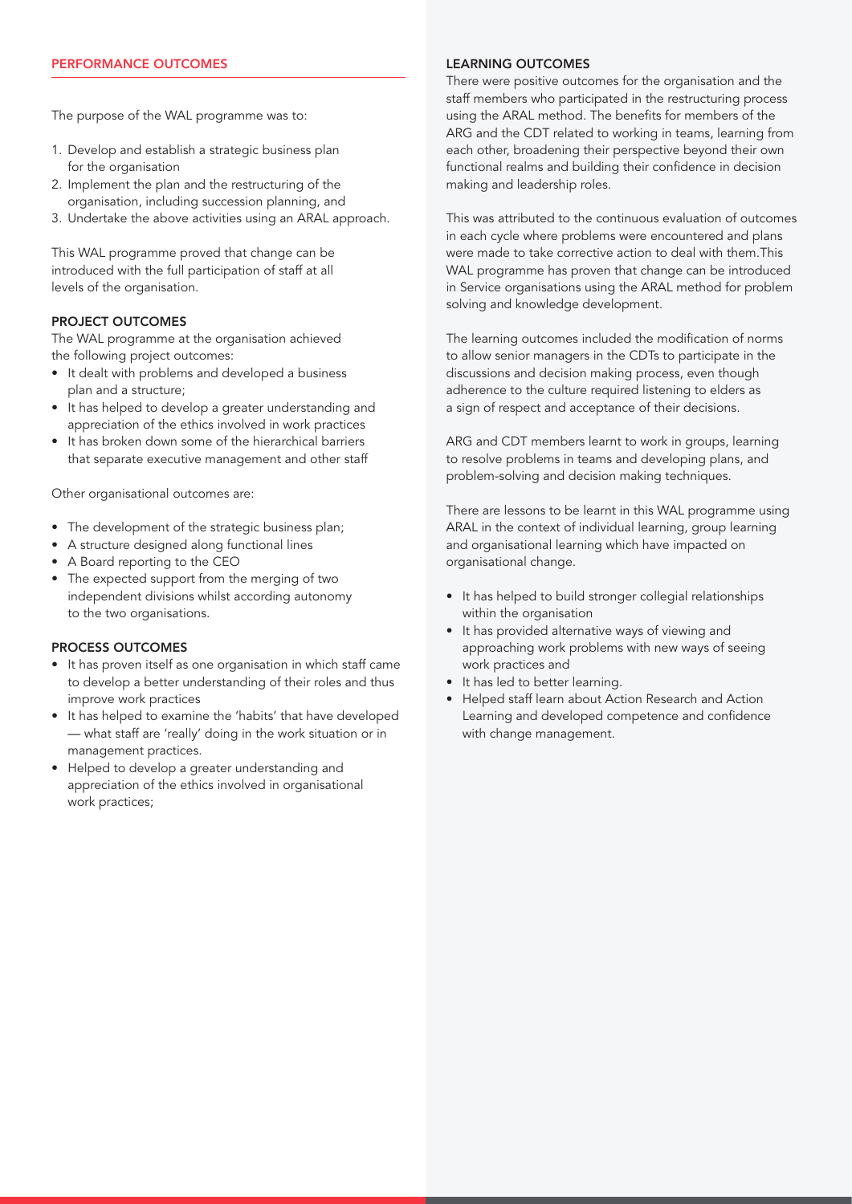## PERFORMANCE OUTCOMES

The purpose of the WAL programme was to:

1. Develop and establish a strategic business plan for the organisation
2. Implement the plan and the restructuring of the organisation, including succession planning, and
3. Undertake the above activities using an ARAL approach.

This WAL programme proved that change can be introduced with the full participation of staff at all levels of the organisation.

### PROJECT OUTCOMES

The WAL programme at the organisation achieved the following project outcomes:

- It dealt with problems and developed a business plan and a structure;
- It has helped to develop a greater understanding and appreciation of the ethics involved in work practices
- It has broken down some of the hierarchical barriers that separate executive management and other staff

Other organisational outcomes are:

- The development of the strategic business plan;
- A structure designed along functional lines
- A Board reporting to the CEO
- The expected support from the merging of two independent divisions whilst according autonomy to the two organisations.

### PROCESS OUTCOMES

- It has proven itself as one organisation in which staff came to develop a better understanding of their roles and thus improve work practices
- It has helped to examine the 'habits' that have developed — what staff are 'really' doing in the work situation or in management practices.
- Helped to develop a greater understanding and appreciation of the ethics involved in organisational work practices;

### LEARNING OUTCOMES

There were positive outcomes for the organisation and the staff members who participated in the restructuring process using the ARAL method. The benefits for members of the ARG and the CDT related to working in teams, learning from each other, broadening their perspective beyond their own functional realms and building their confidence in decision making and leadership roles.

This was attributed to the continuous evaluation of outcomes in each cycle where problems were encountered and plans were made to take corrective action to deal with them.This WAL programme has proven that change can be introduced in Service organisations using the ARAL method for problem solving and knowledge development.

The learning outcomes included the modification of norms to allow senior managers in the CDTs to participate in the discussions and decision making process, even though adherence to the culture required listening to elders as a sign of respect and acceptance of their decisions.

ARG and CDT members learnt to work in groups, learning to resolve problems in teams and developing plans, and problem-solving and decision making techniques.

There are lessons to be learnt in this WAL programme using ARAL in the context of individual learning, group learning and organisational learning which have impacted on organisational change.

- It has helped to build stronger collegial relationships within the organisation
- It has provided alternative ways of viewing and approaching work problems with new ways of seeing work practices and
- It has led to better learning.
- Helped staff learn about Action Research and Action Learning and developed competence and confidence with change management.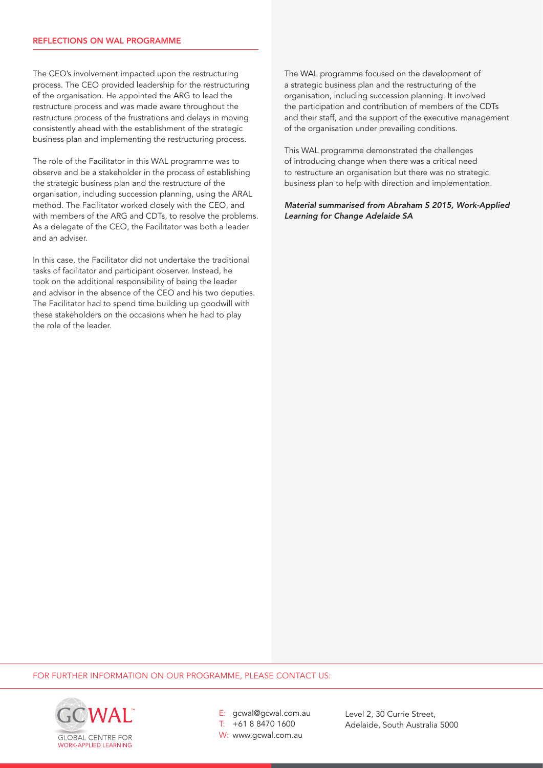## REFLECTIONS ON WAL PROGRAMME

The CEO's involvement impacted upon the restructuring process. The CEO provided leadership for the restructuring of the organisation. He appointed the ARG to lead the restructure process and was made aware throughout the restructure process of the frustrations and delays in moving consistently ahead with the establishment of the strategic business plan and implementing the restructuring process.

The role of the Facilitator in this WAL programme was to observe and be a stakeholder in the process of establishing the strategic business plan and the restructure of the organisation, including succession planning, using the ARAL method. The Facilitator worked closely with the CEO, and with members of the ARG and CDTs, to resolve the problems. As a delegate of the CEO, the Facilitator was both a leader and an adviser.

In this case, the Facilitator did not undertake the traditional tasks of facilitator and participant observer. Instead, he took on the additional responsibility of being the leader and advisor in the absence of the CEO and his two deputies. The Facilitator had to spend time building up goodwill with these stakeholders on the occasions when he had to play the role of the leader.

The WAL programme focused on the development of a strategic business plan and the restructuring of the organisation, including succession planning. It involved the participation and contribution of members of the CDTs and their staff, and the support of the executive management of the organisation under prevailing conditions.

This WAL programme demonstrated the challenges of introducing change when there was a critical need to restructure an organisation but there was no strategic business plan to help with direction and implementation.

***Material summarised from Abraham S 2015, Work-Applied Learning for Change Adelaide SA***

FOR FURTHER INFORMATION ON OUR PROGRAMME, PLEASE CONTACT US:

GCWAL™
GLOBAL CENTRE FOR WORK-APPLIED LEARNING

E: gcwal@gcwal.com.au
T: +61 8 8470 1600
W: www.gcwal.com.au

Level 2, 30 Currie Street,
Adelaide, South Australia 5000